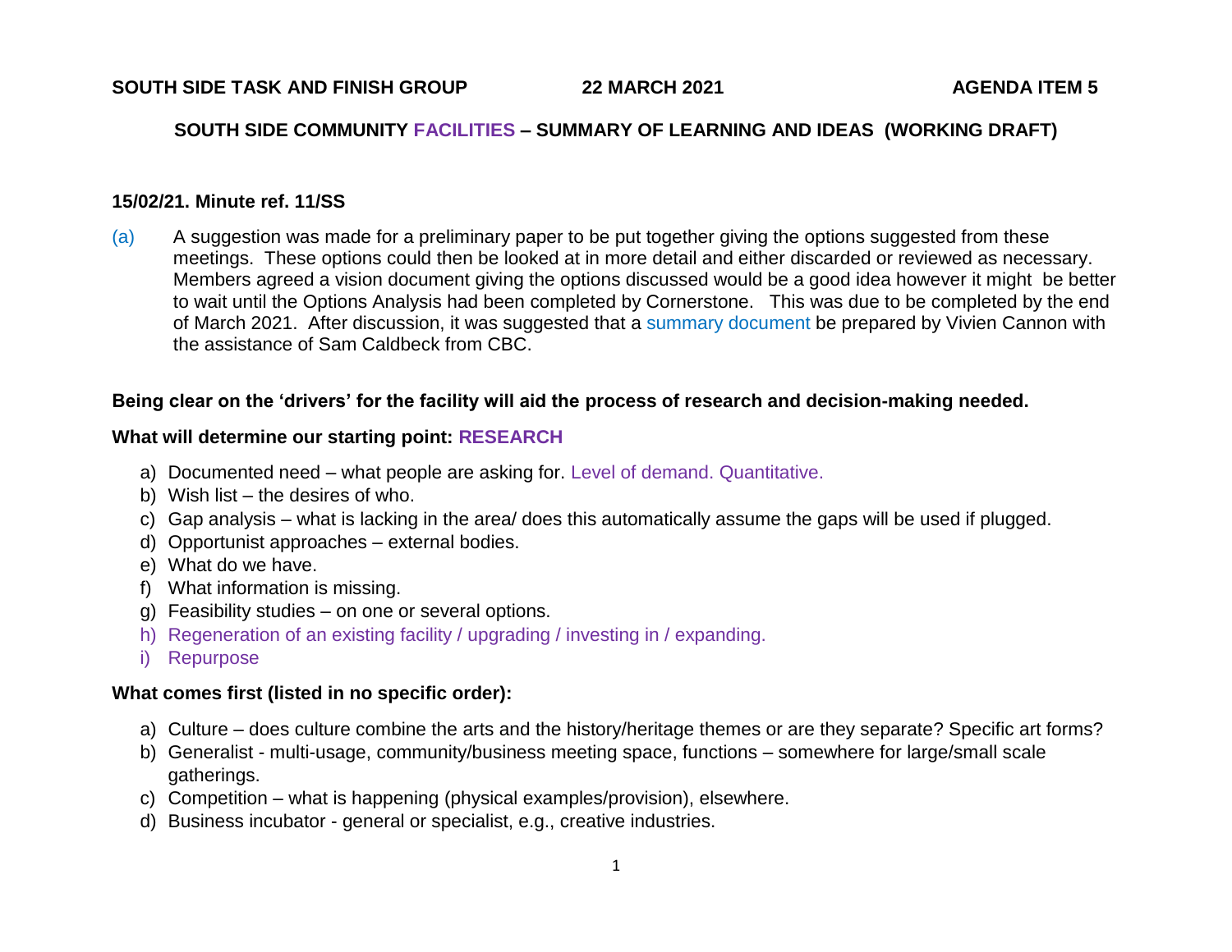**SOUTH SIDE TASK AND FINISH GROUP 22 MARCH 2021 AGENDA ITEM 5**

## SOUTH SIDE COMMUNITY FACILITIES – SUMMARY OF LEARNING AND IDEAS (WORKING DRAFT)

### 15/02/21. Minute ref. 11/SS

(a) A suggestion was made for a preliminary paper to be put together giving the options suggested from these meetings. These options could then be looked at in more detail and either discarded or reviewed as necessary. Members agreed a vision document giving the options discussed would be a good idea however it might be better to wait until the Options Analysis had been completed by Cornerstone. This was due to be completed by the end of March 2021. After discussion, it was suggested that a summary document be prepared by Vivien Cannon with the assistance of Sam Caldbeck from CBC.

**Being clear on the 'drivers' for the facility will aid the process of research and decision-making needed.**

**What will determine our starting point: RESEARCH**

a) Documented need – what people are asking for. Level of demand. Quantitative.
b) Wish list – the desires of who.
c) Gap analysis – what is lacking in the area/ does this automatically assume the gaps will be used if plugged.
d) Opportunist approaches – external bodies.
e) What do we have.
f) What information is missing.
g) Feasibility studies – on one or several options.
h) Regeneration of an existing facility / upgrading / investing in / expanding.
i) Repurpose

**What comes first (listed in no specific order):**

a) Culture – does culture combine the arts and the history/heritage themes or are they separate? Specific art forms?
b) Generalist - multi-usage, community/business meeting space, functions – somewhere for large/small scale gatherings.
c) Competition – what is happening (physical examples/provision), elsewhere.
d) Business incubator - general or specialist, e.g., creative industries.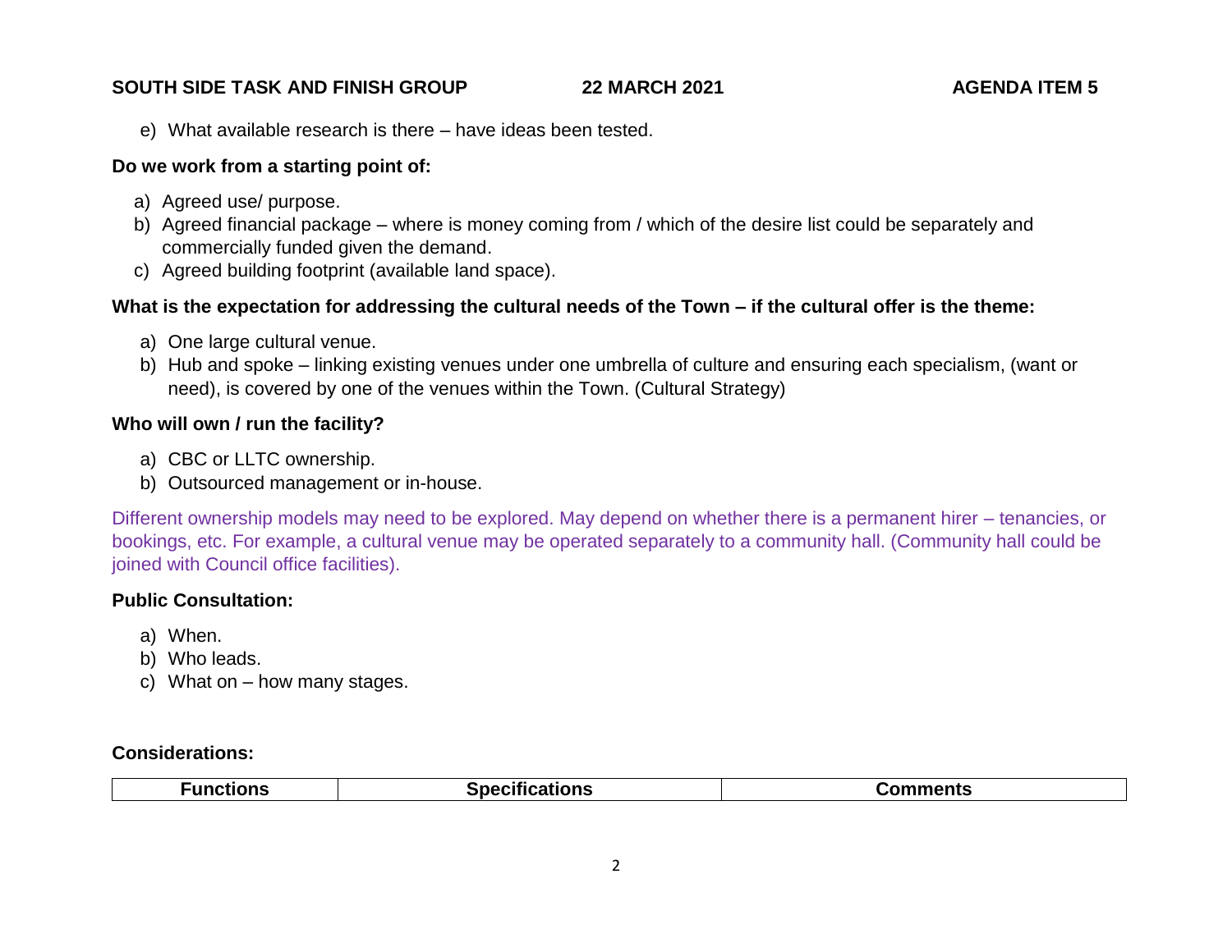e) What available research is there – have ideas been tested.

**Do we work from a starting point of:**

a) Agreed use/ purpose.
b) Agreed financial package – where is money coming from / which of the desire list could be separately and commercially funded given the demand.
c) Agreed building footprint (available land space).

**What is the expectation for addressing the cultural needs of the Town – if the cultural offer is the theme:**

a) One large cultural venue.
b) Hub and spoke – linking existing venues under one umbrella of culture and ensuring each specialism, (want or need), is covered by one of the venues within the Town. (Cultural Strategy)

**Who will own / run the facility?**

a) CBC or LLTC ownership.
b) Outsourced management or in-house.

Different ownership models may need to be explored. May depend on whether there is a permanent hirer – tenancies, or bookings, etc. For example, a cultural venue may be operated separately to a community hall. (Community hall could be joined with Council office facilities).

**Public Consultation:**

a) When.
b) Who leads.
c) What on – how many stages.

**Considerations:**

| Functions | Specifications | Comments |
|---|---|---|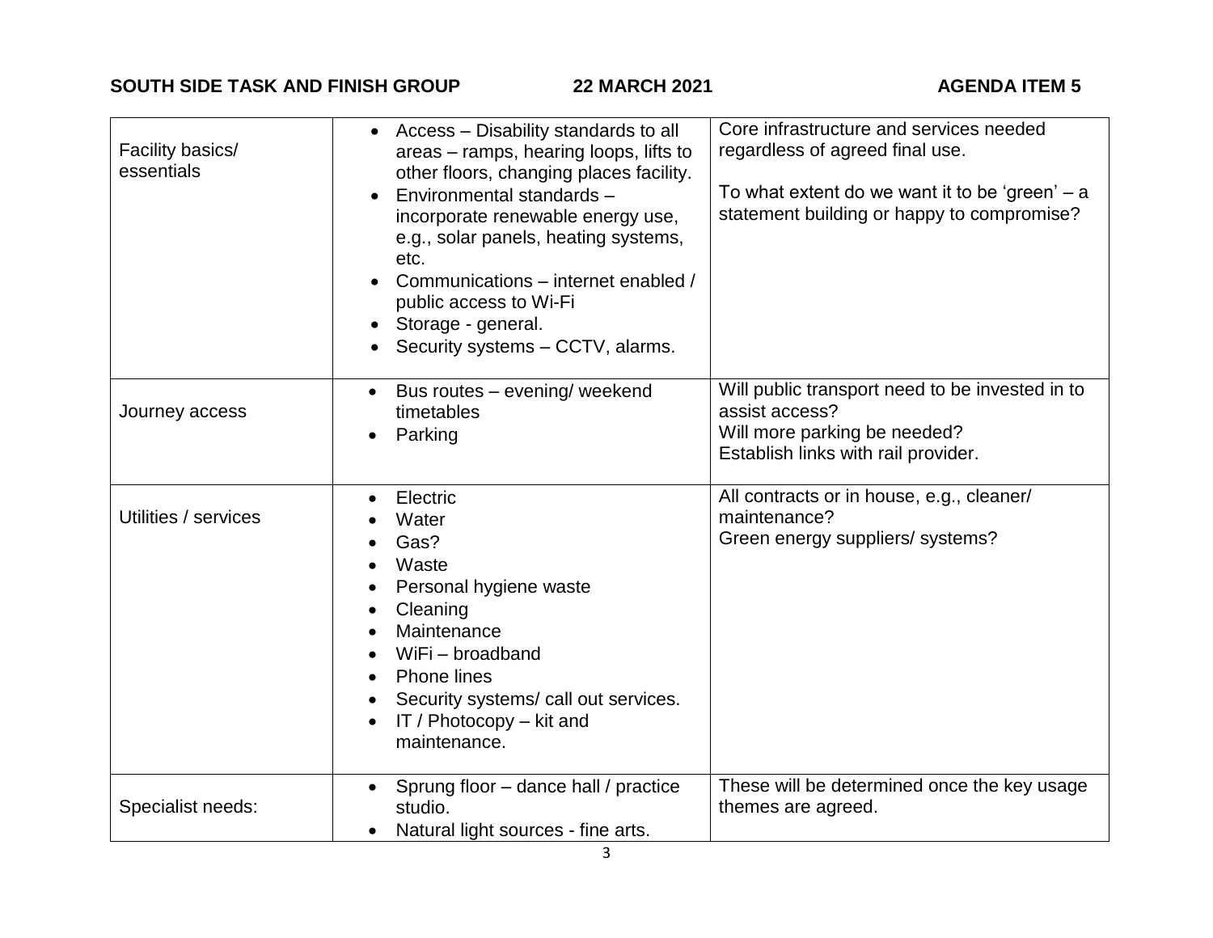| | | |
|---|---|---|
| Facility basics/ essentials | • Access – Disability standards to all areas – ramps, hearing loops, lifts to other floors, changing places facility.<br>• Environmental standards – incorporate renewable energy use, e.g., solar panels, heating systems, etc.<br>• Communications – internet enabled / public access to Wi-Fi<br>• Storage - general.<br>• Security systems – CCTV, alarms. | Core infrastructure and services needed regardless of agreed final use.<br><br>To what extent do we want it to be 'green' – a statement building or happy to compromise? |
| Journey access | • Bus routes – evening/ weekend timetables<br>• Parking | Will public transport need to be invested in to assist access?<br>Will more parking be needed?<br>Establish links with rail provider. |
| Utilities / services | • Electric<br>• Water<br>• Gas?<br>• Waste<br>• Personal hygiene waste<br>• Cleaning<br>• Maintenance<br>• WiFi – broadband<br>• Phone lines<br>• Security systems/ call out services.<br>• IT / Photocopy – kit and maintenance. | All contracts or in house, e.g., cleaner/ maintenance?<br>Green energy suppliers/ systems? |
| Specialist needs: | • Sprung floor – dance hall / practice studio.<br>• Natural light sources - fine arts. | These will be determined once the key usage themes are agreed. |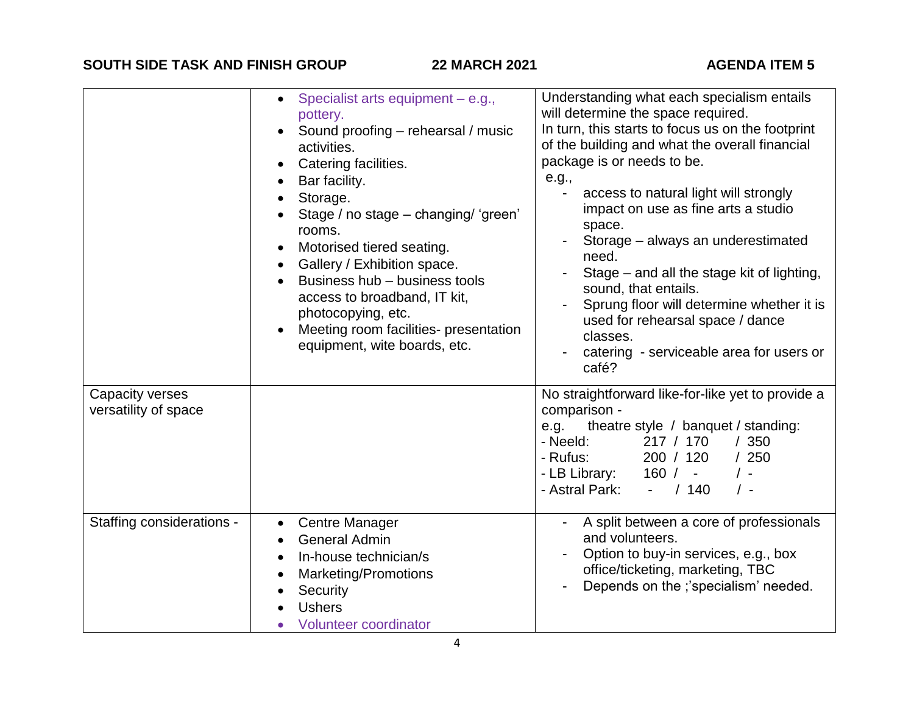| | | |
|---|---|---|
| | • Specialist arts equipment – e.g., pottery.<br>• Sound proofing – rehearsal / music activities.<br>• Catering facilities.<br>• Bar facility.<br>• Storage.<br>• Stage / no stage – changing/ 'green' rooms.<br>• Motorised tiered seating.<br>• Gallery / Exhibition space.<br>• Business hub – business tools access to broadband, IT kit, photocopying, etc.<br>• Meeting room facilities- presentation equipment, wite boards, etc. | Understanding what each specialism entails will determine the space required.<br>In turn, this starts to focus us on the footprint of the building and what the overall financial package is or needs to be.<br>e.g.,<br>- access to natural light will strongly impact on use as fine arts a studio space.<br>- Storage – always an underestimated need.<br>- Stage – and all the stage kit of lighting, sound, that entails.<br>- Sprung floor will determine whether it is used for rehearsal space / dance classes.<br>- catering - serviceable area for users or café? |
| Capacity verses versatility of space | | No straightforward like-for-like yet to provide a comparison -<br>e.g. theatre style / banquet / standing:<br>- Neeld: 217 / 170 / 350<br>- Rufus: 200 / 120 / 250<br>- LB Library: 160 / - / -<br>- Astral Park: - / 140 / - |
| Staffing considerations - | • Centre Manager<br>• General Admin<br>• In-house technician/s<br>• Marketing/Promotions<br>• Security<br>• Ushers<br>• Volunteer coordinator | - A split between a core of professionals and volunteers.<br>- Option to buy-in services, e.g., box office/ticketing, marketing, TBC<br>- Depends on the ;'specialism' needed. |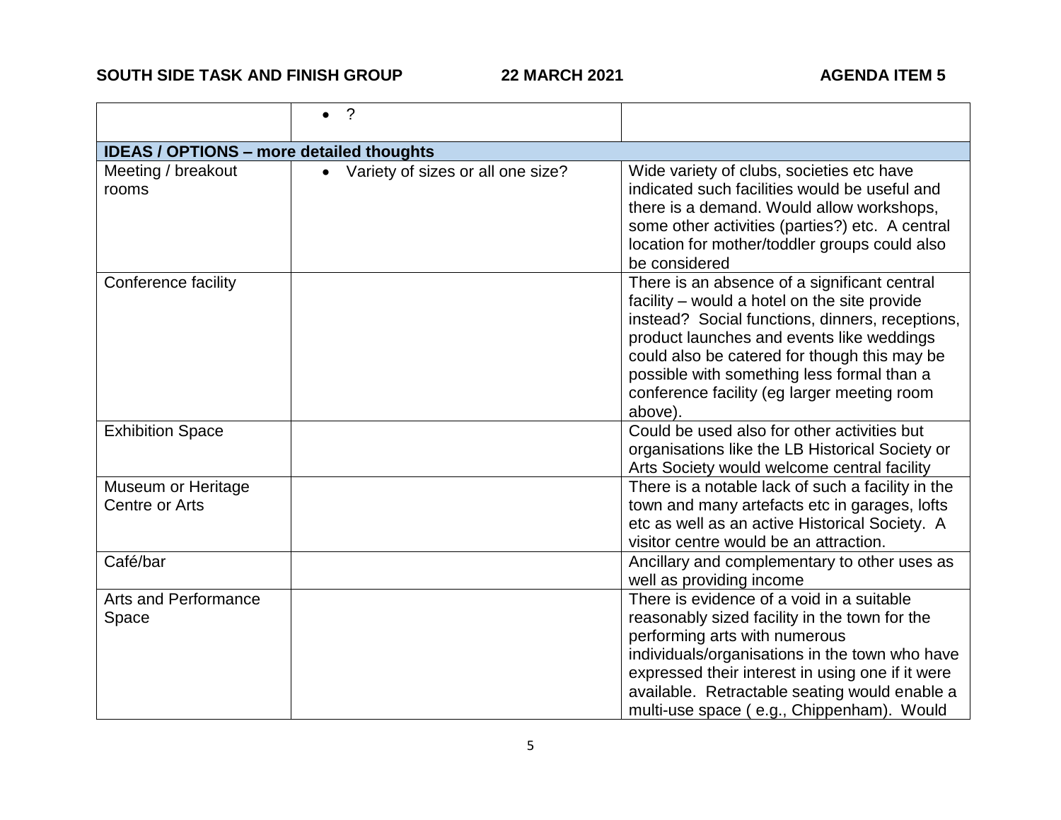| | | |
|---|---|---|
| | • ? | |
| **IDEAS / OPTIONS – more detailed thoughts** | | |
| Meeting / breakout rooms | • Variety of sizes or all one size? | Wide variety of clubs, societies etc have indicated such facilities would be useful and there is a demand. Would allow workshops, some other activities (parties?) etc. A central location for mother/toddler groups could also be considered |
| Conference facility | | There is an absence of a significant central facility – would a hotel on the site provide instead? Social functions, dinners, receptions, product launches and events like weddings could also be catered for though this may be possible with something less formal than a conference facility (eg larger meeting room above). |
| Exhibition Space | | Could be used also for other activities but organisations like the LB Historical Society or Arts Society would welcome central facility |
| Museum or Heritage Centre or Arts | | There is a notable lack of such a facility in the town and many artefacts etc in garages, lofts etc as well as an active Historical Society. A visitor centre would be an attraction. |
| Café/bar | | Ancillary and complementary to other uses as well as providing income |
| Arts and Performance Space | | There is evidence of a void in a suitable reasonably sized facility in the town for the performing arts with numerous individuals/organisations in the town who have expressed their interest in using one if it were available. Retractable seating would enable a multi-use space ( e.g., Chippenham). Would |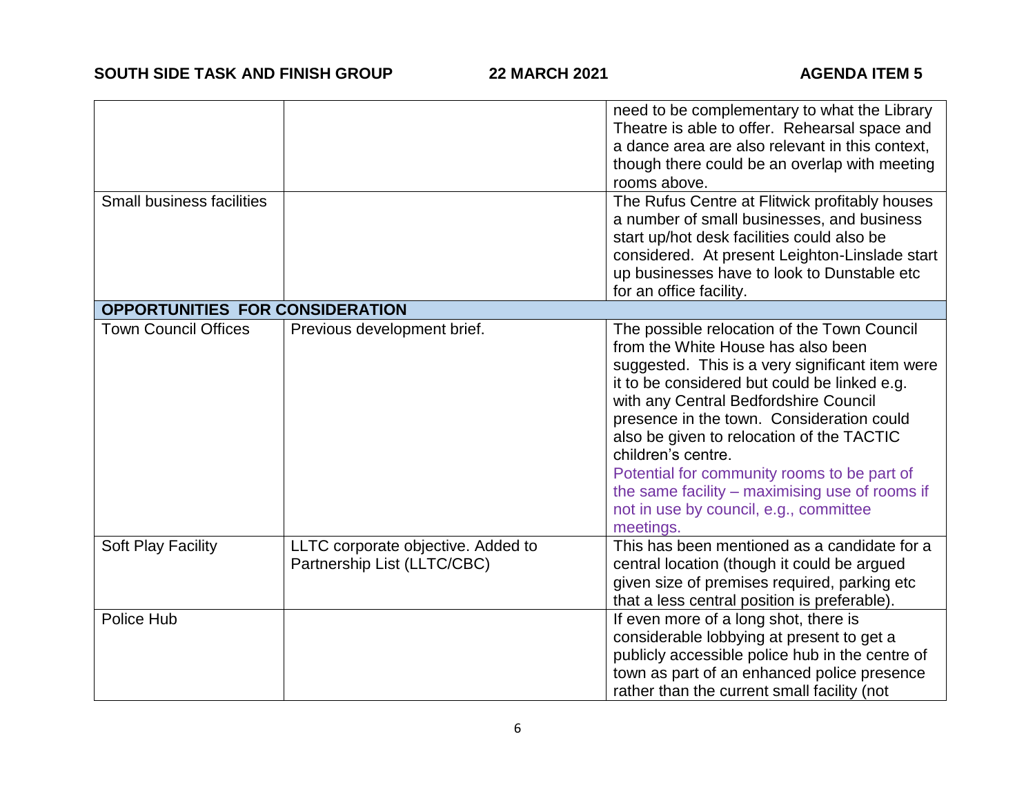| | | |
|---|---|---|
| | | need to be complementary to what the Library Theatre is able to offer. Rehearsal space and a dance area are also relevant in this context, though there could be an overlap with meeting rooms above. |
| Small business facilities | | The Rufus Centre at Flitwick profitably houses a number of small businesses, and business start up/hot desk facilities could also be considered. At present Leighton-Linslade start up businesses have to look to Dunstable etc for an office facility. |
| **OPPORTUNITIES FOR CONSIDERATION** | | |
| Town Council Offices | Previous development brief. | The possible relocation of the Town Council from the White House has also been suggested. This is a very significant item were it to be considered but could be linked e.g. with any Central Bedfordshire Council presence in the town. Consideration could also be given to relocation of the TACTIC children's centre. Potential for community rooms to be part of the same facility – maximising use of rooms if not in use by council, e.g., committee meetings. |
| Soft Play Facility | LLTC corporate objective. Added to Partnership List (LLTC/CBC) | This has been mentioned as a candidate for a central location (though it could be argued given size of premises required, parking etc that a less central position is preferable). |
| Police Hub | | If even more of a long shot, there is considerable lobbying at present to get a publicly accessible police hub in the centre of town as part of an enhanced police presence rather than the current small facility (not |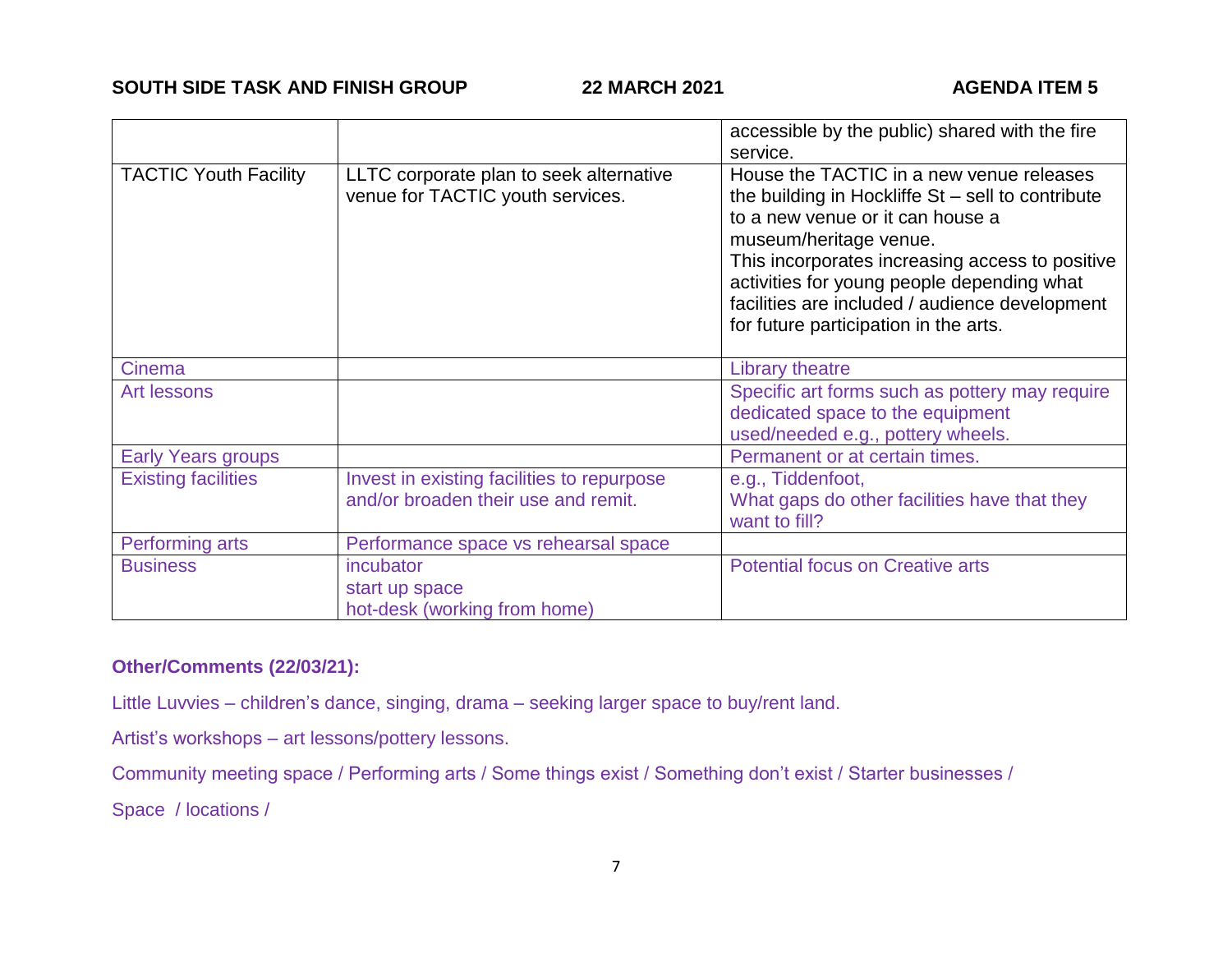| | | |
|---|---|---|
| | | accessible by the public) shared with the fire service. |
| TACTIC Youth Facility | LLTC corporate plan to seek alternative venue for TACTIC youth services. | House the TACTIC in a new venue releases the building in Hockliffe St – sell to contribute to a new venue or it can house a museum/heritage venue.<br>This incorporates increasing access to positive activities for young people depending what facilities are included / audience development for future participation in the arts. |
| Cinema | | Library theatre |
| Art lessons | | Specific art forms such as pottery may require dedicated space to the equipment used/needed e.g., pottery wheels. |
| Early Years groups | | Permanent or at certain times. |
| Existing facilities | Invest in existing facilities to repurpose and/or broaden their use and remit. | e.g., Tiddenfoot,<br>What gaps do other facilities have that they want to fill? |
| Performing arts | Performance space vs rehearsal space | |
| Business | incubator<br>start up space<br>hot-desk (working from home) | Potential focus on Creative arts |

**Other/Comments (22/03/21):**

Little Luvvies – children's dance, singing, drama – seeking larger space to buy/rent land.

Artist's workshops – art lessons/pottery lessons.

Community meeting space / Performing arts / Some things exist / Something don't exist / Starter businesses /

Space / locations /